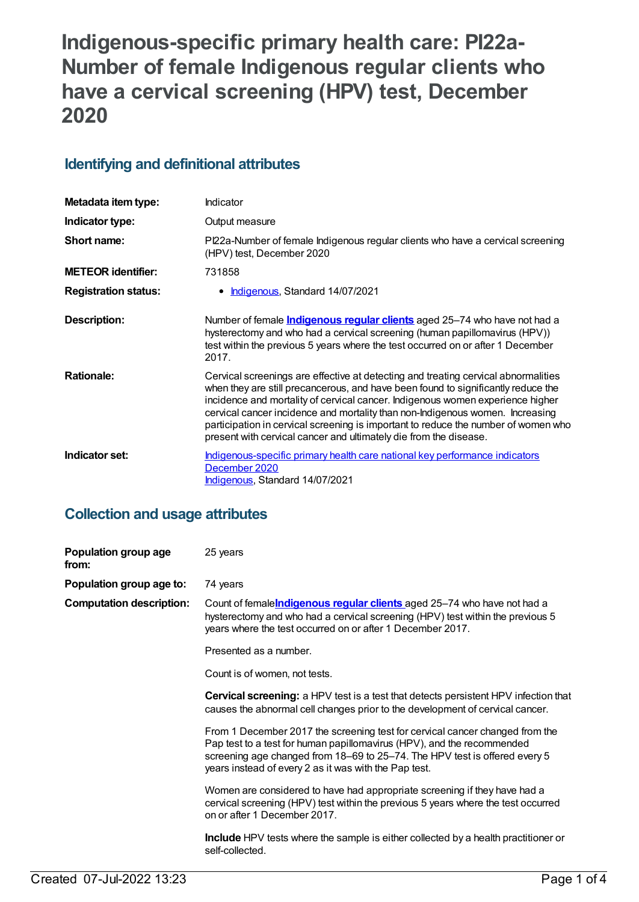# Indigenous-specific primary health care: PI22a-Number of female Indigenous regular clients who have a cervical screening (HPV) test, December 2020

## Identifying and definitional attributes

| | |
|---|---|
| **Metadata item type:** | Indicator |
| **Indicator type:** | Output measure |
| **Short name:** | PI22a-Number of female Indigenous regular clients who have a cervical screening (HPV) test, December 2020 |
| **METEOR identifier:** | 731858 |
| **Registration status:** | • Indigenous, Standard 14/07/2021 |
| **Description:** | Number of female **Indigenous regular clients** aged 25–74 who have not had a hysterectomy and who had a cervical screening (human papillomavirus (HPV)) test within the previous 5 years where the test occurred on or after 1 December 2017. |
| **Rationale:** | Cervical screenings are effective at detecting and treating cervical abnormalities when they are still precancerous, and have been found to significantly reduce the incidence and mortality of cervical cancer. Indigenous women experience higher cervical cancer incidence and mortality than non-Indigenous women. Increasing participation in cervical screening is important to reduce the number of women who present with cervical cancer and ultimately die from the disease. |
| **Indicator set:** | Indigenous-specific primary health care national key performance indicators December 2020<br>Indigenous, Standard 14/07/2021 |

## Collection and usage attributes

**Population group age from:** 25 years

**Population group age to:** 74 years

**Computation description:**

Count of female **Indigenous regular clients** aged 25–74 who have not had a hysterectomy and who had a cervical screening (HPV) test within the previous 5 years where the test occurred on or after 1 December 2017.

Presented as a number.

Count is of women, not tests.

**Cervical screening:** a HPV test is a test that detects persistent HPV infection that causes the abnormal cell changes prior to the development of cervical cancer.

From 1 December 2017 the screening test for cervical cancer changed from the Pap test to a test for human papillomavirus (HPV), and the recommended screening age changed from 18–69 to 25–74. The HPV test is offered every 5 years instead of every 2 as it was with the Pap test.

Women are considered to have had appropriate screening if they have had a cervical screening (HPV) test within the previous 5 years where the test occurred on or after 1 December 2017.

**Include** HPV tests where the sample is either collected by a health practitioner or self-collected.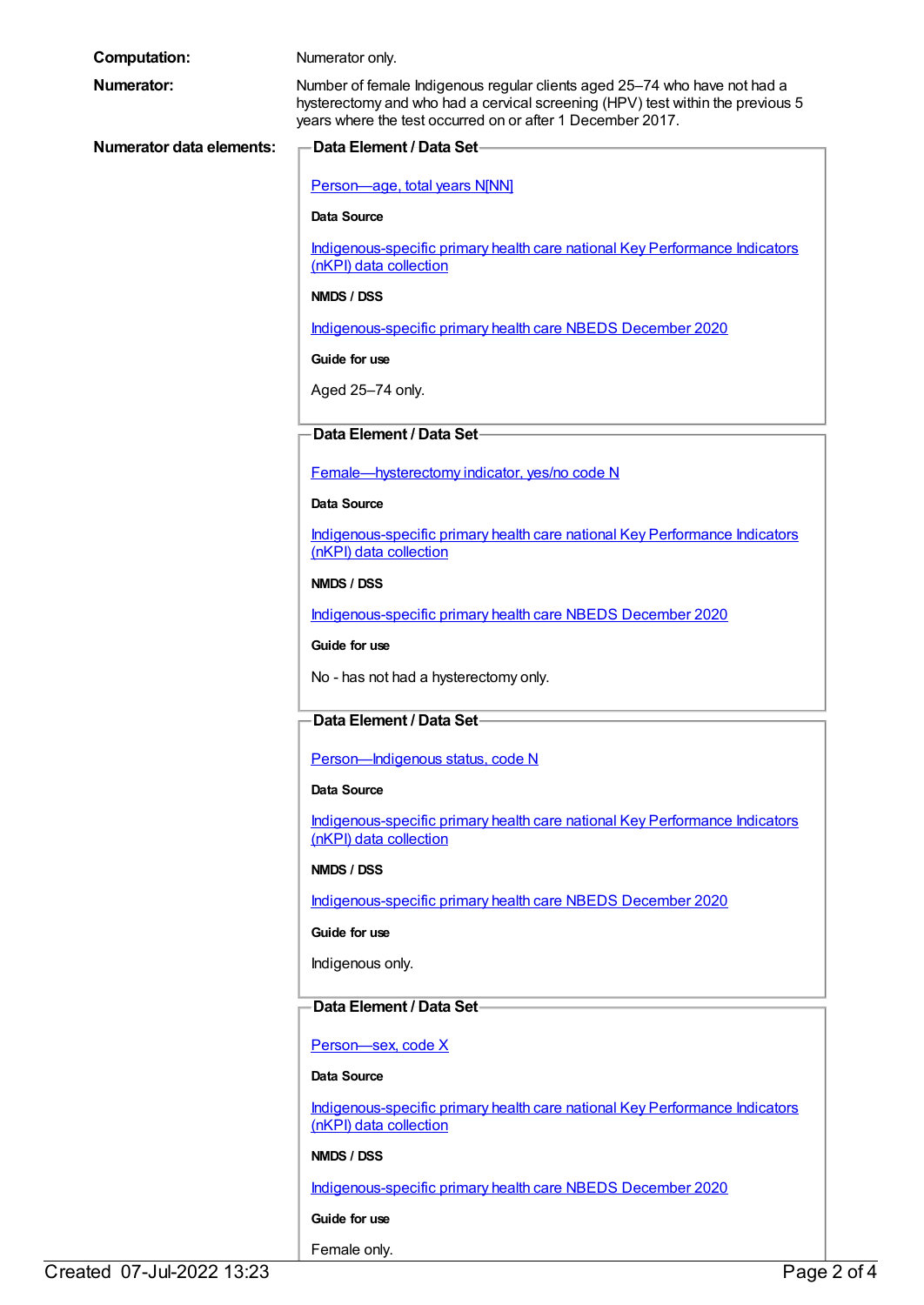**Computation:** Numerator only.

**Numerator:** Number of female Indigenous regular clients aged 25–74 who have not had a hysterectomy and who had a cervical screening (HPV) test within the previous 5 years where the test occurred on or after 1 December 2017.

**Numerator data elements:**

**Data Element / Data Set**

Person—age, total years N[NN]

**Data Source**

Indigenous-specific primary health care national Key Performance Indicators (nKPI) data collection

**NMDS / DSS**

Indigenous-specific primary health care NBEDS December 2020

**Guide for use**

Aged 25–74 only.

**Data Element / Data Set**

Female—hysterectomy indicator, yes/no code N

**Data Source**

Indigenous-specific primary health care national Key Performance Indicators (nKPI) data collection

**NMDS / DSS**

Indigenous-specific primary health care NBEDS December 2020

**Guide for use**

No - has not had a hysterectomy only.

**Data Element / Data Set**

Person—Indigenous status, code N

**Data Source**

Indigenous-specific primary health care national Key Performance Indicators (nKPI) data collection

**NMDS / DSS**

Indigenous-specific primary health care NBEDS December 2020

**Guide for use**

Indigenous only.

**Data Element / Data Set**

Person—sex, code X

**Data Source**

Indigenous-specific primary health care national Key Performance Indicators (nKPI) data collection

**NMDS / DSS**

Indigenous-specific primary health care NBEDS December 2020

**Guide for use**

Female only.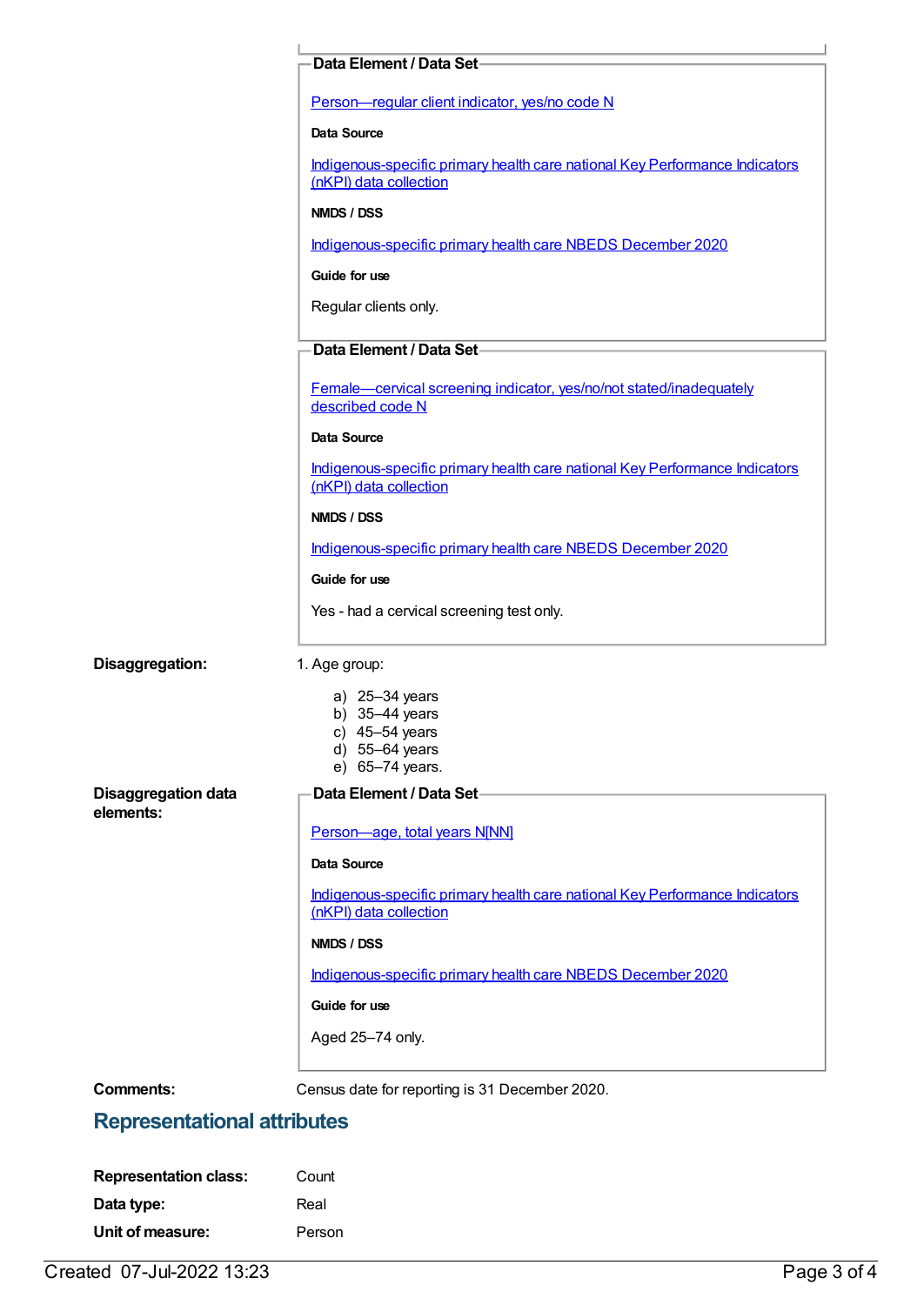**Data Element / Data Set**

[Person—regular client indicator, yes/no code N]

**Data Source**

[Indigenous-specific primary health care national Key Performance Indicators (nKPI) data collection]

**NMDS / DSS**

[Indigenous-specific primary health care NBEDS December 2020]

**Guide for use**

Regular clients only.

**Data Element / Data Set**

[Female—cervical screening indicator, yes/no/not stated/inadequately described code N]

**Data Source**

[Indigenous-specific primary health care national Key Performance Indicators (nKPI) data collection]

**NMDS / DSS**

[Indigenous-specific primary health care NBEDS December 2020]

**Guide for use**

Yes - had a cervical screening test only.

**Disaggregation:**

1. Age group:

   a) 25–34 years
   b) 35–44 years
   c) 45–54 years
   d) 55–64 years
   e) 65–74 years.

**Disaggregation data elements:**

**Data Element / Data Set**

[Person—age, total years N[NN]]

**Data Source**

[Indigenous-specific primary health care national Key Performance Indicators (nKPI) data collection]

**NMDS / DSS**

[Indigenous-specific primary health care NBEDS December 2020]

**Guide for use**

Aged 25–74 only.

**Comments:** Census date for reporting is 31 December 2020.

## Representational attributes

**Representation class:** Count

**Data type:** Real

**Unit of measure:** Person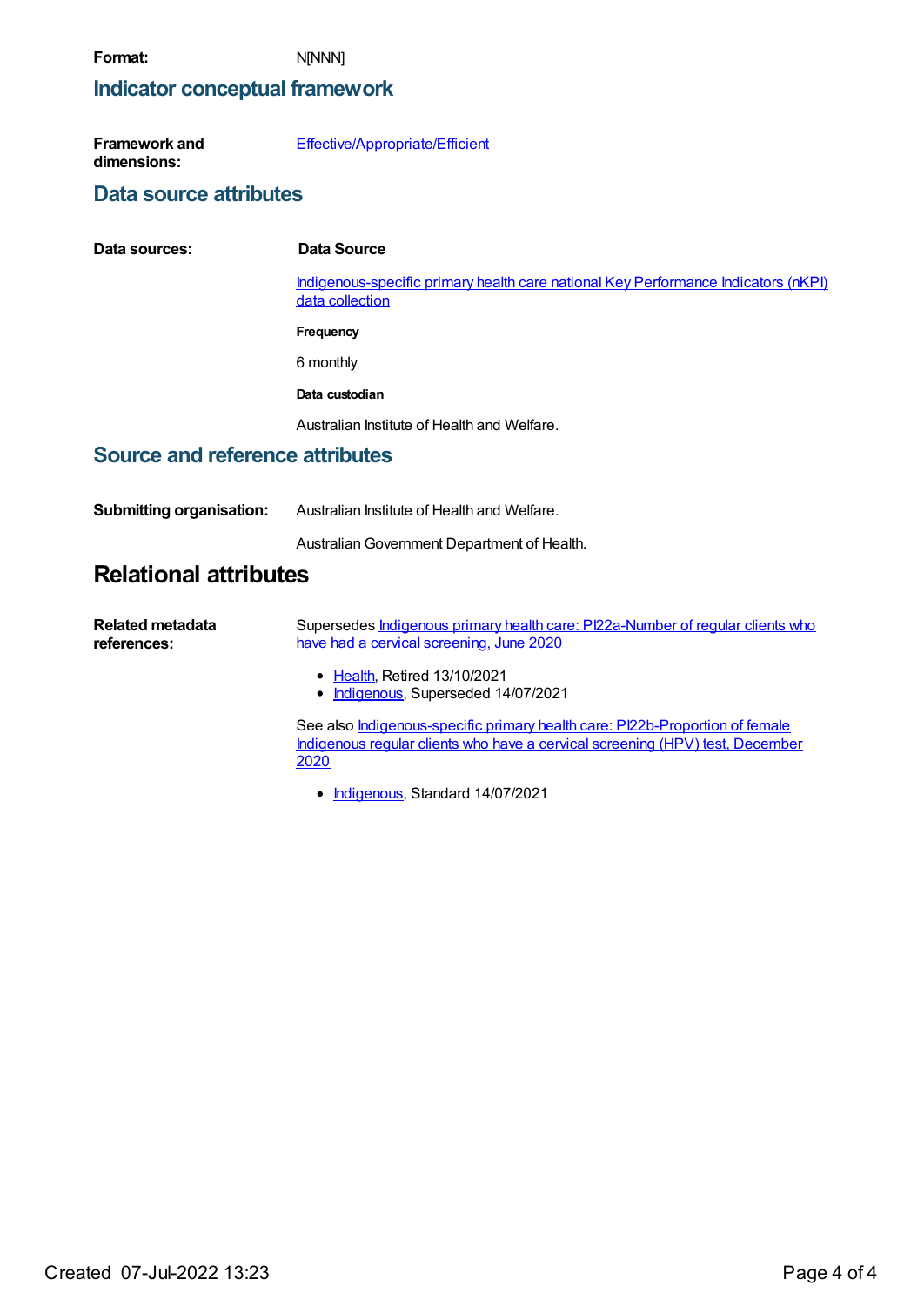**Format:** N[NNN]

## Indicator conceptual framework

**Framework and dimensions:** Effective/Appropriate/Efficient

## Data source attributes

**Data sources:**

**Data Source**

Indigenous-specific primary health care national Key Performance Indicators (nKPI) data collection

**Frequency**

6 monthly

**Data custodian**

Australian Institute of Health and Welfare.

## Source and reference attributes

**Submitting organisation:** Australian Institute of Health and Welfare.

Australian Government Department of Health.

# Relational attributes

**Related metadata references:**

Supersedes Indigenous primary health care: PI22a-Number of regular clients who have had a cervical screening, June 2020

- Health, Retired 13/10/2021
- Indigenous, Superseded 14/07/2021

See also Indigenous-specific primary health care: PI22b-Proportion of female Indigenous regular clients who have a cervical screening (HPV) test, December 2020

- Indigenous, Standard 14/07/2021